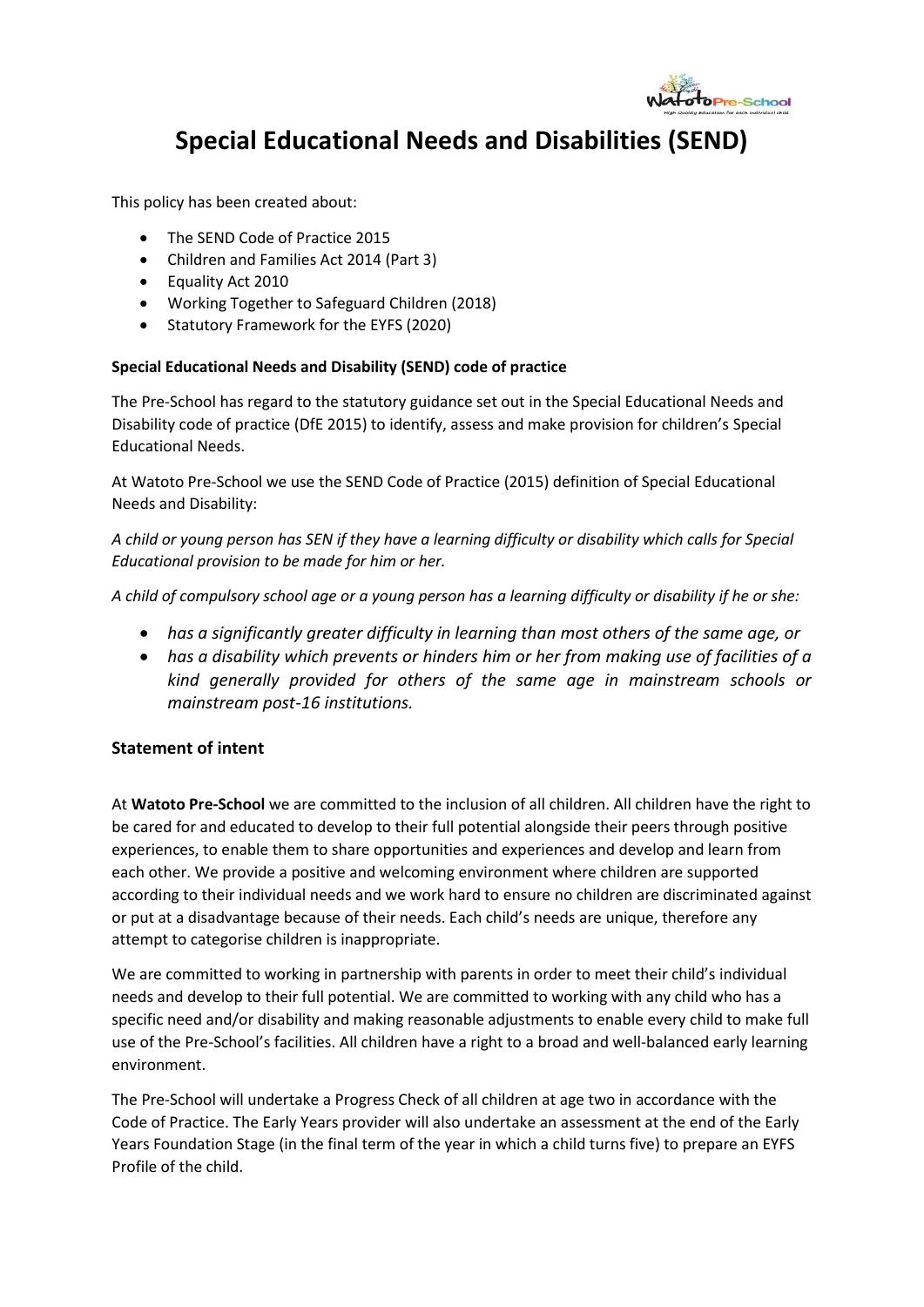# Special Educational Needs and Disabilities (SEND)

This policy has been created about:

- The SEND Code of Practice 2015
- Children and Families Act 2014 (Part 3)
- Equality Act 2010
- Working Together to Safeguard Children (2018)
- Statutory Framework for the EYFS (2020)

**Special Educational Needs and Disability (SEND) code of practice**

The Pre-School has regard to the statutory guidance set out in the Special Educational Needs and Disability code of practice (DfE 2015) to identify, assess and make provision for children's Special Educational Needs.

At Watoto Pre-School we use the SEND Code of Practice (2015) definition of Special Educational Needs and Disability:

*A child or young person has SEN if they have a learning difficulty or disability which calls for Special Educational provision to be made for him or her.*

*A child of compulsory school age or a young person has a learning difficulty or disability if he or she:*

- *has a significantly greater difficulty in learning than most others of the same age, or*
- *has a disability which prevents or hinders him or her from making use of facilities of a kind generally provided for others of the same age in mainstream schools or mainstream post-16 institutions.*

## Statement of intent

At **Watoto Pre-School** we are committed to the inclusion of all children. All children have the right to be cared for and educated to develop to their full potential alongside their peers through positive experiences, to enable them to share opportunities and experiences and develop and learn from each other. We provide a positive and welcoming environment where children are supported according to their individual needs and we work hard to ensure no children are discriminated against or put at a disadvantage because of their needs. Each child's needs are unique, therefore any attempt to categorise children is inappropriate.

We are committed to working in partnership with parents in order to meet their child's individual needs and develop to their full potential. We are committed to working with any child who has a specific need and/or disability and making reasonable adjustments to enable every child to make full use of the Pre-School's facilities. All children have a right to a broad and well-balanced early learning environment.

The Pre-School will undertake a Progress Check of all children at age two in accordance with the Code of Practice. The Early Years provider will also undertake an assessment at the end of the Early Years Foundation Stage (in the final term of the year in which a child turns five) to prepare an EYFS Profile of the child.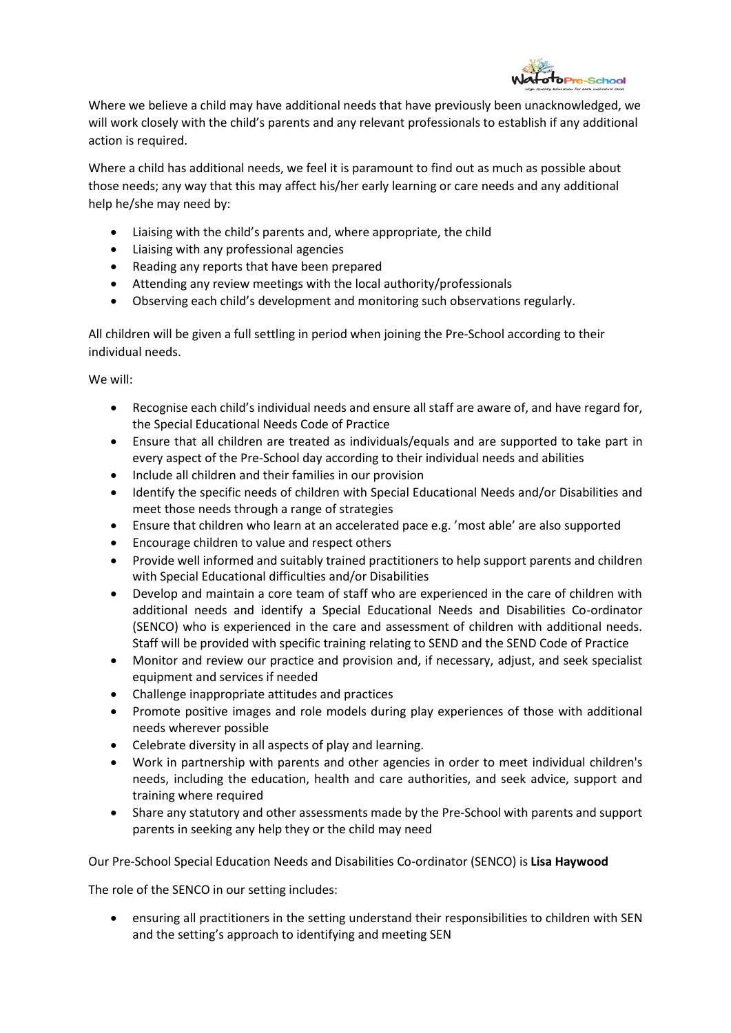Where we believe a child may have additional needs that have previously been unacknowledged, we will work closely with the child's parents and any relevant professionals to establish if any additional action is required.

Where a child has additional needs, we feel it is paramount to find out as much as possible about those needs; any way that this may affect his/her early learning or care needs and any additional help he/she may need by:

- Liaising with the child's parents and, where appropriate, the child
- Liaising with any professional agencies
- Reading any reports that have been prepared
- Attending any review meetings with the local authority/professionals
- Observing each child's development and monitoring such observations regularly.

All children will be given a full settling in period when joining the Pre-School according to their individual needs.

We will:

- Recognise each child's individual needs and ensure all staff are aware of, and have regard for, the Special Educational Needs Code of Practice
- Ensure that all children are treated as individuals/equals and are supported to take part in every aspect of the Pre-School day according to their individual needs and abilities
- Include all children and their families in our provision
- Identify the specific needs of children with Special Educational Needs and/or Disabilities and meet those needs through a range of strategies
- Ensure that children who learn at an accelerated pace e.g. 'most able' are also supported
- Encourage children to value and respect others
- Provide well informed and suitably trained practitioners to help support parents and children with Special Educational difficulties and/or Disabilities
- Develop and maintain a core team of staff who are experienced in the care of children with additional needs and identify a Special Educational Needs and Disabilities Co-ordinator (SENCO) who is experienced in the care and assessment of children with additional needs. Staff will be provided with specific training relating to SEND and the SEND Code of Practice
- Monitor and review our practice and provision and, if necessary, adjust, and seek specialist equipment and services if needed
- Challenge inappropriate attitudes and practices
- Promote positive images and role models during play experiences of those with additional needs wherever possible
- Celebrate diversity in all aspects of play and learning.
- Work in partnership with parents and other agencies in order to meet individual children's needs, including the education, health and care authorities, and seek advice, support and training where required
- Share any statutory and other assessments made by the Pre-School with parents and support parents in seeking any help they or the child may need

Our Pre-School Special Education Needs and Disabilities Co-ordinator (SENCO) is **Lisa Haywood**

The role of the SENCO in our setting includes:

- ensuring all practitioners in the setting understand their responsibilities to children with SEN and the setting's approach to identifying and meeting SEN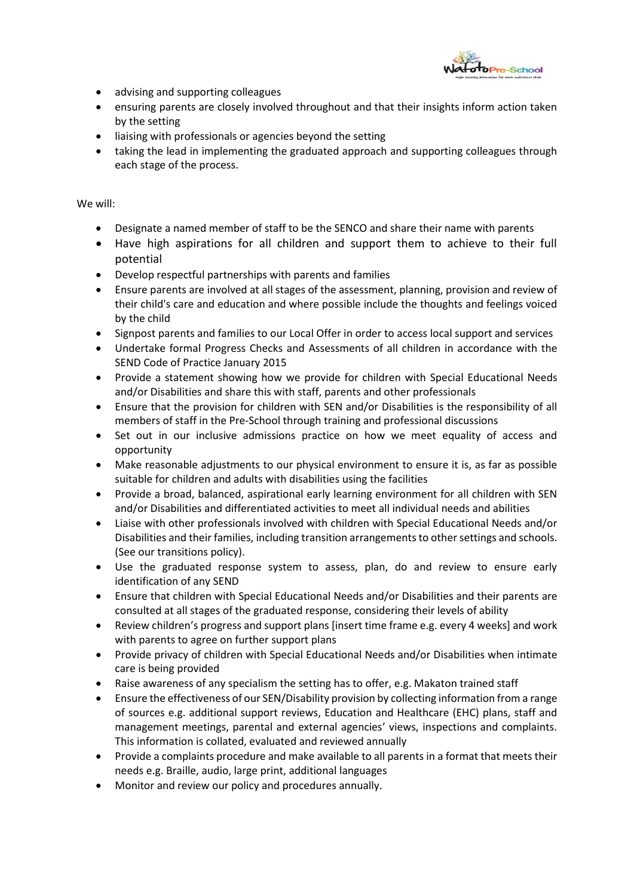- advising and supporting colleagues
- ensuring parents are closely involved throughout and that their insights inform action taken by the setting
- liaising with professionals or agencies beyond the setting
- taking the lead in implementing the graduated approach and supporting colleagues through each stage of the process.

We will:

- Designate a named member of staff to be the SENCO and share their name with parents
- Have high aspirations for all children and support them to achieve to their full potential
- Develop respectful partnerships with parents and families
- Ensure parents are involved at all stages of the assessment, planning, provision and review of their child's care and education and where possible include the thoughts and feelings voiced by the child
- Signpost parents and families to our Local Offer in order to access local support and services
- Undertake formal Progress Checks and Assessments of all children in accordance with the SEND Code of Practice January 2015
- Provide a statement showing how we provide for children with Special Educational Needs and/or Disabilities and share this with staff, parents and other professionals
- Ensure that the provision for children with SEN and/or Disabilities is the responsibility of all members of staff in the Pre-School through training and professional discussions
- Set out in our inclusive admissions practice on how we meet equality of access and opportunity
- Make reasonable adjustments to our physical environment to ensure it is, as far as possible suitable for children and adults with disabilities using the facilities
- Provide a broad, balanced, aspirational early learning environment for all children with SEN and/or Disabilities and differentiated activities to meet all individual needs and abilities
- Liaise with other professionals involved with children with Special Educational Needs and/or Disabilities and their families, including transition arrangements to other settings and schools. (See our transitions policy).
- Use the graduated response system to assess, plan, do and review to ensure early identification of any SEND
- Ensure that children with Special Educational Needs and/or Disabilities and their parents are consulted at all stages of the graduated response, considering their levels of ability
- Review children's progress and support plans [insert time frame e.g. every 4 weeks] and work with parents to agree on further support plans
- Provide privacy of children with Special Educational Needs and/or Disabilities when intimate care is being provided
- Raise awareness of any specialism the setting has to offer, e.g. Makaton trained staff
- Ensure the effectiveness of our SEN/Disability provision by collecting information from a range of sources e.g. additional support reviews, Education and Healthcare (EHC) plans, staff and management meetings, parental and external agencies' views, inspections and complaints. This information is collated, evaluated and reviewed annually
- Provide a complaints procedure and make available to all parents in a format that meets their needs e.g. Braille, audio, large print, additional languages
- Monitor and review our policy and procedures annually.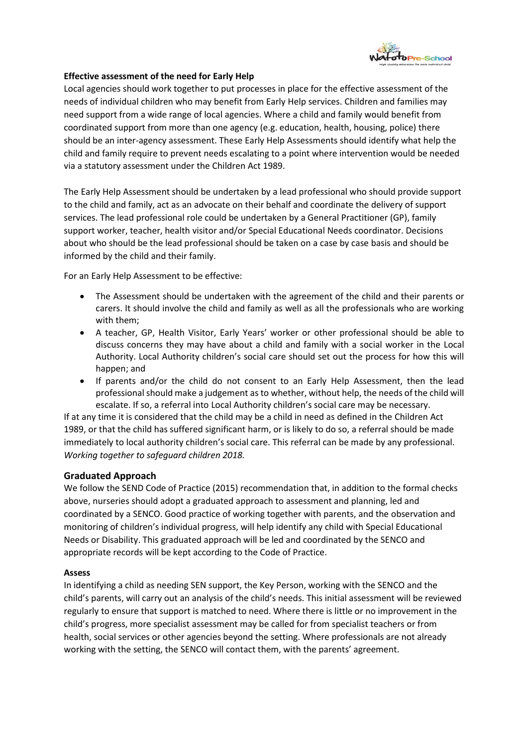**Effective assessment of the need for Early Help**

Local agencies should work together to put processes in place for the effective assessment of the needs of individual children who may benefit from Early Help services. Children and families may need support from a wide range of local agencies. Where a child and family would benefit from coordinated support from more than one agency (e.g. education, health, housing, police) there should be an inter-agency assessment. These Early Help Assessments should identify what help the child and family require to prevent needs escalating to a point where intervention would be needed via a statutory assessment under the Children Act 1989.

The Early Help Assessment should be undertaken by a lead professional who should provide support to the child and family, act as an advocate on their behalf and coordinate the delivery of support services. The lead professional role could be undertaken by a General Practitioner (GP), family support worker, teacher, health visitor and/or Special Educational Needs coordinator. Decisions about who should be the lead professional should be taken on a case by case basis and should be informed by the child and their family.

For an Early Help Assessment to be effective:

- The Assessment should be undertaken with the agreement of the child and their parents or carers. It should involve the child and family as well as all the professionals who are working with them;
- A teacher, GP, Health Visitor, Early Years' worker or other professional should be able to discuss concerns they may have about a child and family with a social worker in the Local Authority. Local Authority children's social care should set out the process for how this will happen; and
- If parents and/or the child do not consent to an Early Help Assessment, then the lead professional should make a judgement as to whether, without help, the needs of the child will escalate. If so, a referral into Local Authority children's social care may be necessary.

If at any time it is considered that the child may be a child in need as defined in the Children Act 1989, or that the child has suffered significant harm, or is likely to do so, a referral should be made immediately to local authority children's social care. This referral can be made by any professional. *Working together to safeguard children 2018.*

## Graduated Approach

We follow the SEND Code of Practice (2015) recommendation that, in addition to the formal checks above, nurseries should adopt a graduated approach to assessment and planning, led and coordinated by a SENCO. Good practice of working together with parents, and the observation and monitoring of children's individual progress, will help identify any child with Special Educational Needs or Disability. This graduated approach will be led and coordinated by the SENCO and appropriate records will be kept according to the Code of Practice.

**Assess**

In identifying a child as needing SEN support, the Key Person, working with the SENCO and the child's parents, will carry out an analysis of the child's needs. This initial assessment will be reviewed regularly to ensure that support is matched to need. Where there is little or no improvement in the child's progress, more specialist assessment may be called for from specialist teachers or from health, social services or other agencies beyond the setting. Where professionals are not already working with the setting, the SENCO will contact them, with the parents' agreement.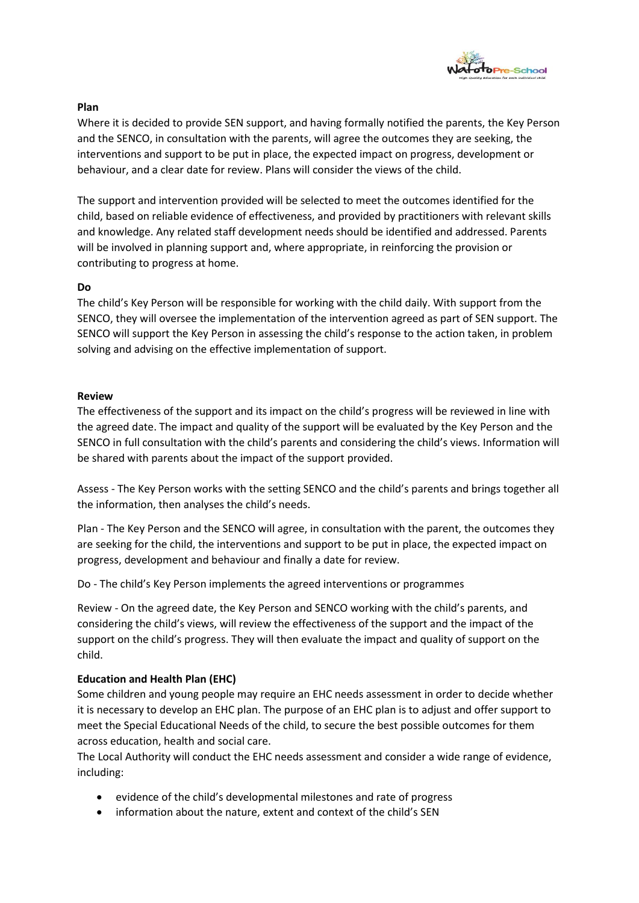**Plan**

Where it is decided to provide SEN support, and having formally notified the parents, the Key Person and the SENCO, in consultation with the parents, will agree the outcomes they are seeking, the interventions and support to be put in place, the expected impact on progress, development or behaviour, and a clear date for review. Plans will consider the views of the child.

The support and intervention provided will be selected to meet the outcomes identified for the child, based on reliable evidence of effectiveness, and provided by practitioners with relevant skills and knowledge. Any related staff development needs should be identified and addressed. Parents will be involved in planning support and, where appropriate, in reinforcing the provision or contributing to progress at home.

**Do**

The child's Key Person will be responsible for working with the child daily. With support from the SENCO, they will oversee the implementation of the intervention agreed as part of SEN support. The SENCO will support the Key Person in assessing the child's response to the action taken, in problem solving and advising on the effective implementation of support.

**Review**

The effectiveness of the support and its impact on the child's progress will be reviewed in line with the agreed date. The impact and quality of the support will be evaluated by the Key Person and the SENCO in full consultation with the child's parents and considering the child's views. Information will be shared with parents about the impact of the support provided.

Assess - The Key Person works with the setting SENCO and the child's parents and brings together all the information, then analyses the child's needs.

Plan - The Key Person and the SENCO will agree, in consultation with the parent, the outcomes they are seeking for the child, the interventions and support to be put in place, the expected impact on progress, development and behaviour and finally a date for review.

Do - The child's Key Person implements the agreed interventions or programmes

Review - On the agreed date, the Key Person and SENCO working with the child's parents, and considering the child's views, will review the effectiveness of the support and the impact of the support on the child's progress. They will then evaluate the impact and quality of support on the child.

**Education and Health Plan (EHC)**

Some children and young people may require an EHC needs assessment in order to decide whether it is necessary to develop an EHC plan. The purpose of an EHC plan is to adjust and offer support to meet the Special Educational Needs of the child, to secure the best possible outcomes for them across education, health and social care.

The Local Authority will conduct the EHC needs assessment and consider a wide range of evidence, including:

- evidence of the child's developmental milestones and rate of progress
- information about the nature, extent and context of the child's SEN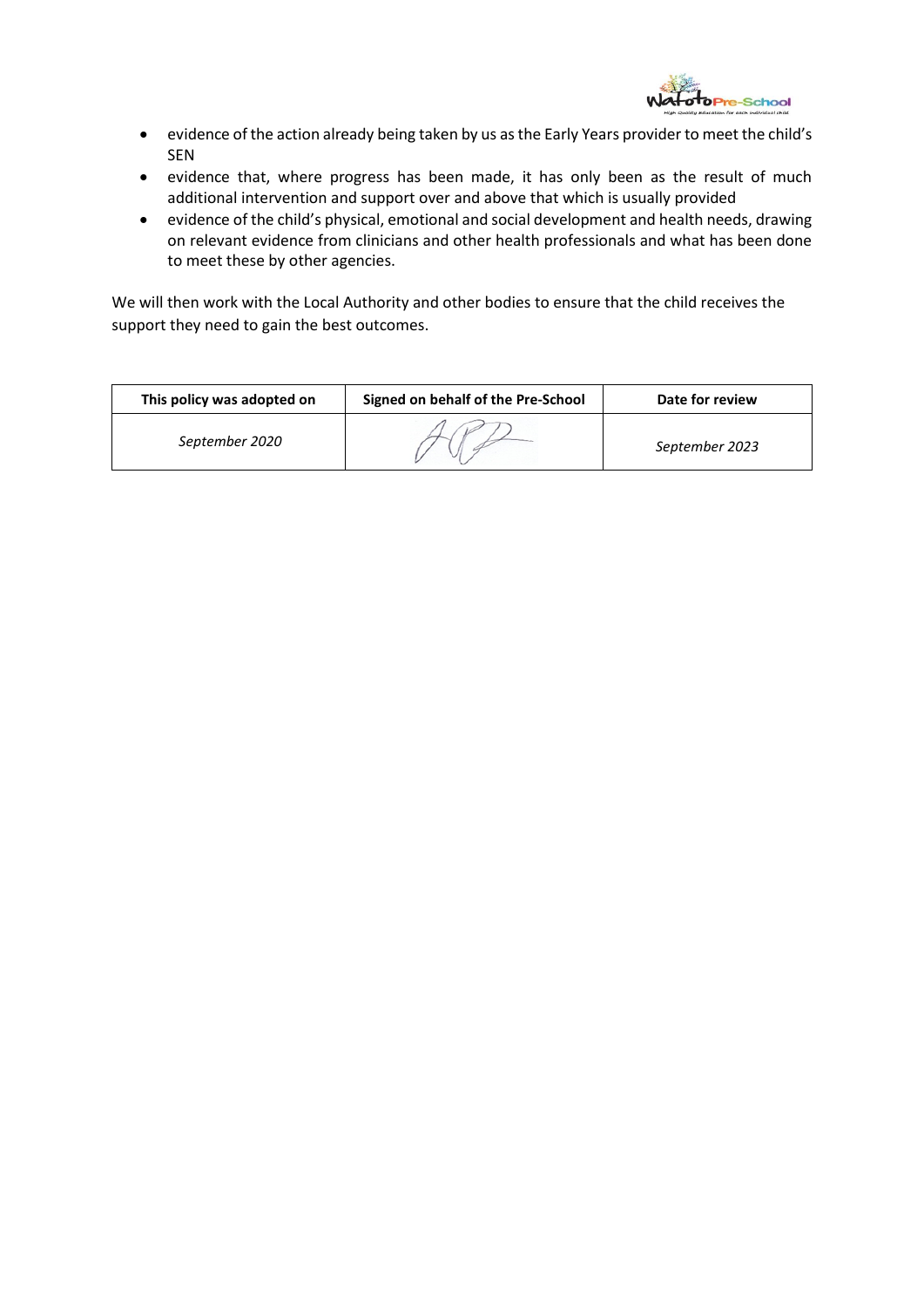- evidence of the action already being taken by us as the Early Years provider to meet the child's SEN
- evidence that, where progress has been made, it has only been as the result of much additional intervention and support over and above that which is usually provided
- evidence of the child's physical, emotional and social development and health needs, drawing on relevant evidence from clinicians and other health professionals and what has been done to meet these by other agencies.

We will then work with the Local Authority and other bodies to ensure that the child receives the support they need to gain the best outcomes.

| This policy was adopted on | Signed on behalf of the Pre-School | Date for review |
|---|---|---|
| *September 2020* | | *September 2023* |